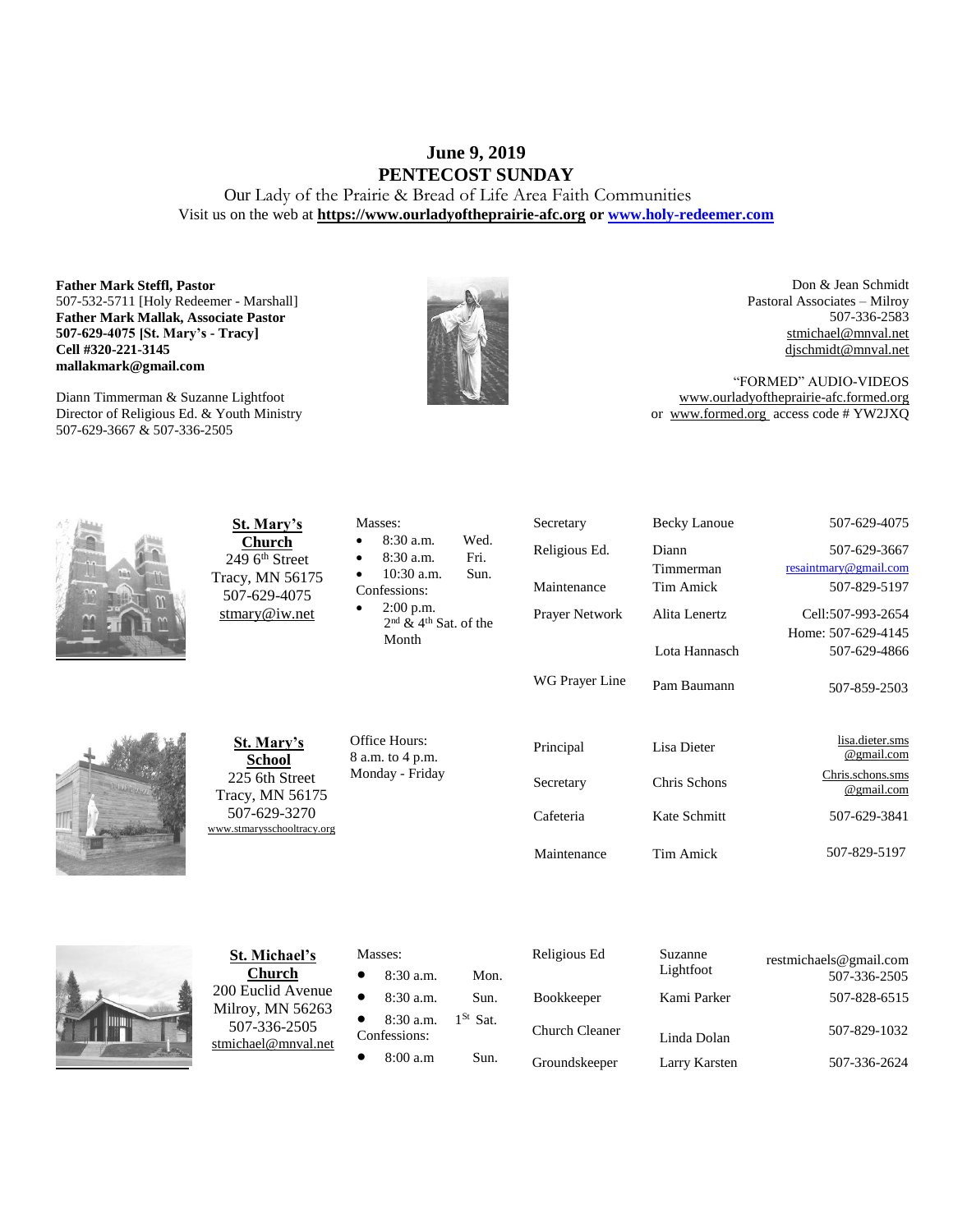# June 9, 2019
# PENTECOST SUNDAY

Our Lady of the Prairie & Bread of Life Area Faith Communities

Visit us on the web at **https://www.ourladyoftheprairie-afc.org** or **www.holy-redeemer.com**

**Father Mark Steffl, Pastor**
507-532-5711 [Holy Redeemer - Marshall]
**Father Mark Mallak, Associate Pastor**
**507-629-4075 [St. Mary's - Tracy]**
**Cell #320-221-3145**
**mallakmark@gmail.com**

Diann Timmerman & Suzanne Lightfoot
Director of Religious Ed. & Youth Ministry
507-629-3667 & 507-336-2505

Don & Jean Schmidt
Pastoral Associates – Milroy
507-336-2583
stmichael@mnval.net
djschmidt@mnval.net

"FORMED" AUDIO-VIDEOS
www.ourladyoftheprairie-afc.formed.org
or www.formed.org access code # YW2JXQ

**St. Mary's Church**
249 6th Street
Tracy, MN 56175
507-629-4075
stmary@iw.net

Masses:
- 8:30 a.m. Wed.
- 8:30 a.m. Fri.
- 10:30 a.m. Sun.

Confessions:
- 2:00 p.m. 2nd & 4th Sat. of the Month

| | | |
|---|---|---|
| Secretary | Becky Lanoue | 507-629-4075 |
| Religious Ed. | Diann Timmerman | 507-629-3667 resaintmary@gmail.com |
| Maintenance | Tim Amick | 507-829-5197 |
| Prayer Network | Alita Lenertz | Cell:507-993-2654 Home: 507-629-4145 |
| | Lota Hannasch | 507-629-4866 |
| WG Prayer Line | Pam Baumann | 507-859-2503 |

**St. Mary's School**
225 6th Street
Tracy, MN 56175
507-629-3270
www.stmarysschooltracy.org

Office Hours:
8 a.m. to 4 p.m.
Monday - Friday

| | | |
|---|---|---|
| Principal | Lisa Dieter | lisa.dieter.sms@gmail.com |
| Secretary | Chris Schons | Chris.schons.sms@gmail.com |
| Cafeteria | Kate Schmitt | 507-629-3841 |
| Maintenance | Tim Amick | 507-829-5197 |

**St. Michael's Church**
200 Euclid Avenue
Milroy, MN 56263
507-336-2505
stmichael@mnval.net

Masses:
- 8:30 a.m. Mon.
- 8:30 a.m. Sun.
- 8:30 a.m. 1St Sat.

Confessions:
- 8:00 a.m Sun.

| | | |
|---|---|---|
| Religious Ed | Suzanne Lightfoot | restmichaels@gmail.com 507-336-2505 |
| Bookkeeper | Kami Parker | 507-828-6515 |
| Church Cleaner | Linda Dolan | 507-829-1032 |
| Groundskeeper | Larry Karsten | 507-336-2624 |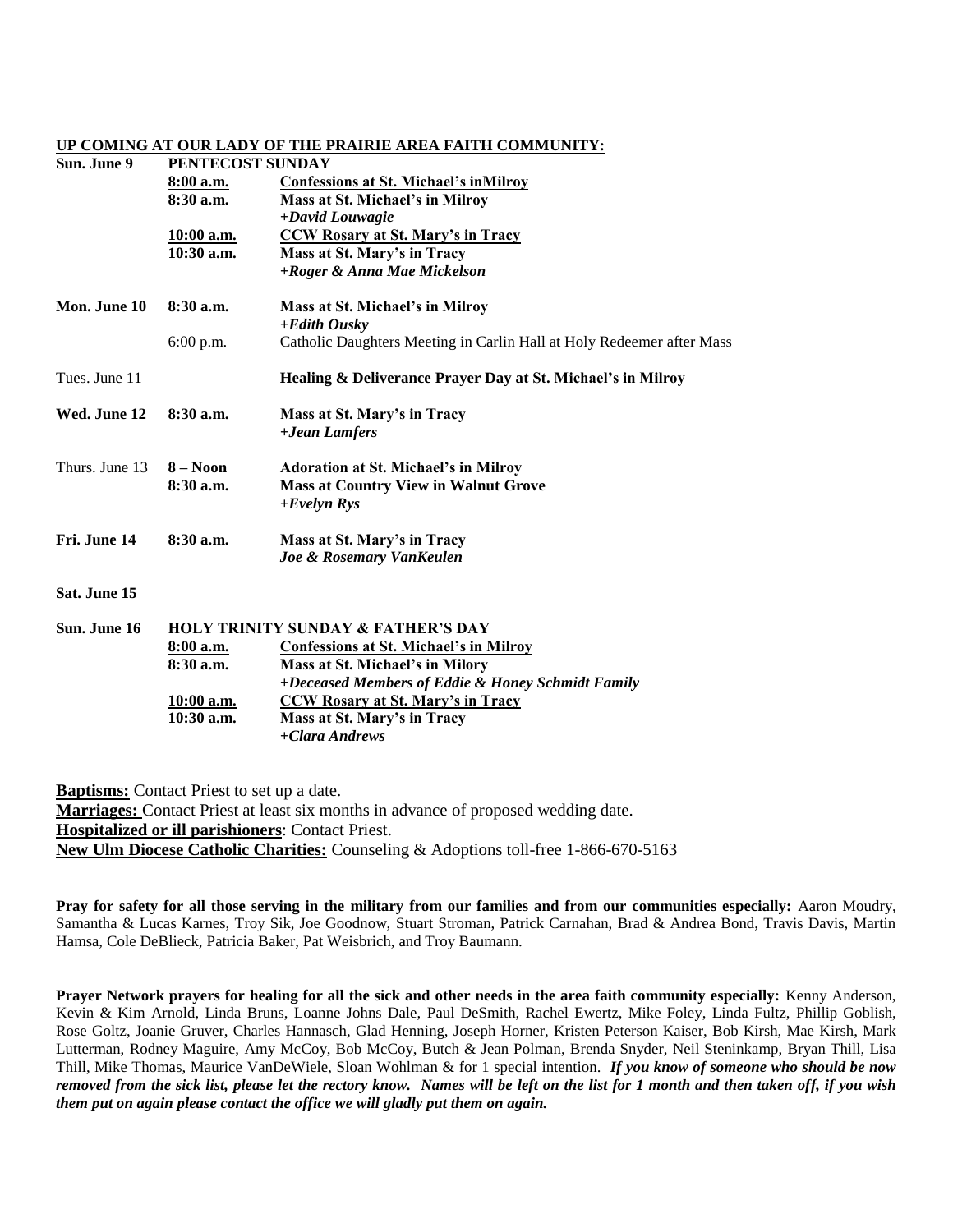**UP COMING AT OUR LADY OF THE PRAIRIE AREA FAITH COMMUNITY:**

| | | |
|---|---|---|
| **Sun. June 9** | **PENTECOST SUNDAY** | |
| | **8:00 a.m.** | **Confessions at St. Michael's inMilroy** |
| | **8:30 a.m.** | **Mass at St. Michael's in Milroy** *+David Louwagie* |
| | **10:00 a.m.** | **CCW Rosary at St. Mary's in Tracy** |
| | **10:30 a.m.** | **Mass at St. Mary's in Tracy** *+Roger & Anna Mae Mickelson* |
| **Mon. June 10** | **8:30 a.m.** | **Mass at St. Michael's in Milroy** *+Edith Ousky* |
| | 6:00 p.m. | Catholic Daughters Meeting in Carlin Hall at Holy Redeemer after Mass |
| Tues. June 11 | | **Healing & Deliverance Prayer Day at St. Michael's in Milroy** |
| **Wed. June 12** | **8:30 a.m.** | **Mass at St. Mary's in Tracy** *+Jean Lamfers* |
| Thurs. June 13 | **8 – Noon** | **Adoration at St. Michael's in Milroy** |
| | **8:30 a.m.** | **Mass at Country View in Walnut Grove** *+Evelyn Rys* |
| **Fri. June 14** | **8:30 a.m.** | **Mass at St. Mary's in Tracy** *Joe & Rosemary VanKeulen* |
| **Sat. June 15** | | |
| **Sun. June 16** | **HOLY TRINITY SUNDAY & FATHER'S DAY** | |
| | **8:00 a.m.** | **Confessions at St. Michael's in Milroy** |
| | **8:30 a.m.** | **Mass at St. Michael's in Milory** *+Deceased Members of Eddie & Honey Schmidt Family* |
| | **10:00 a.m.** | **CCW Rosary at St. Mary's in Tracy** |
| | **10:30 a.m.** | **Mass at St. Mary's in Tracy** *+Clara Andrews* |

**Baptisms:** Contact Priest to set up a date.
**Marriages:** Contact Priest at least six months in advance of proposed wedding date.
**Hospitalized or ill parishioners**: Contact Priest.
**New Ulm Diocese Catholic Charities:** Counseling & Adoptions toll-free 1-866-670-5163

**Pray for safety for all those serving in the military from our families and from our communities especially:** Aaron Moudry, Samantha & Lucas Karnes, Troy Sik, Joe Goodnow, Stuart Stroman, Patrick Carnahan, Brad & Andrea Bond, Travis Davis, Martin Hamsa, Cole DeBlieck, Patricia Baker, Pat Weisbrich, and Troy Baumann.

**Prayer Network prayers for healing for all the sick and other needs in the area faith community especially:** Kenny Anderson, Kevin & Kim Arnold, Linda Bruns, Loanne Johns Dale, Paul DeSmith, Rachel Ewertz, Mike Foley, Linda Fultz, Phillip Goblish, Rose Goltz, Joanie Gruver, Charles Hannasch, Glad Henning, Joseph Horner, Kristen Peterson Kaiser, Bob Kirsh, Mae Kirsh, Mark Lutterman, Rodney Maguire, Amy McCoy, Bob McCoy, Butch & Jean Polman, Brenda Snyder, Neil Steninkamp, Bryan Thill, Lisa Thill, Mike Thomas, Maurice VanDeWiele, Sloan Wohlman & for 1 special intention. ***If you know of someone who should be now removed from the sick list, please let the rectory know. Names will be left on the list for 1 month and then taken off, if you wish them put on again please contact the office we will gladly put them on again.***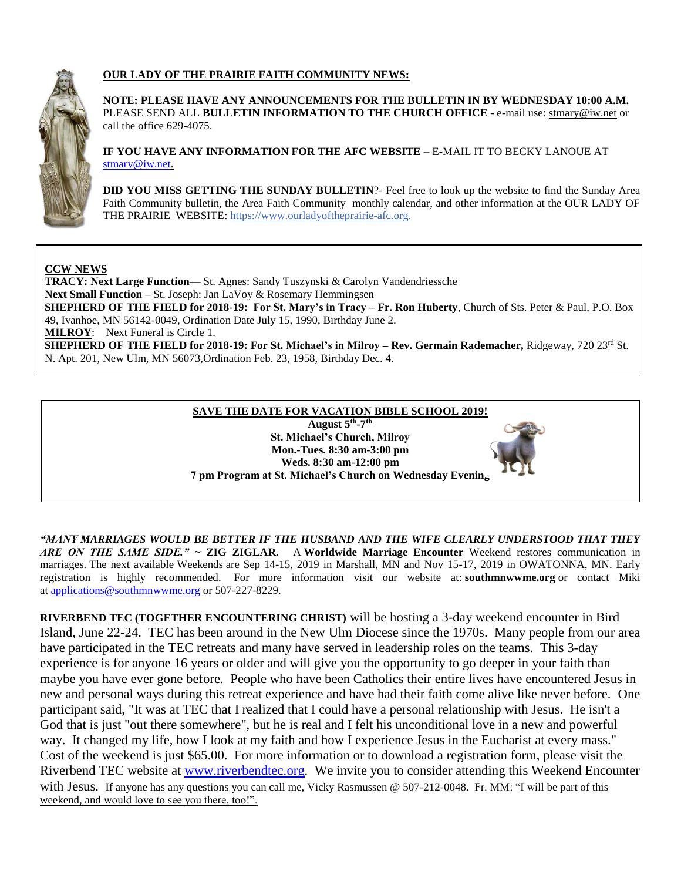**OUR LADY OF THE PRAIRIE FAITH COMMUNITY NEWS:**

**NOTE: PLEASE HAVE ANY ANNOUNCEMENTS FOR THE BULLETIN IN BY WEDNESDAY 10:00 A.M.** PLEASE SEND ALL **BULLETIN INFORMATION TO THE CHURCH OFFICE** - e-mail use: stmary@iw.net or call the office 629-4075.

**IF YOU HAVE ANY INFORMATION FOR THE AFC WEBSITE** – E-MAIL IT TO BECKY LANOUE AT stmary@iw.net.

**DID YOU MISS GETTING THE SUNDAY BULLETIN**?- Feel free to look up the website to find the Sunday Area Faith Community bulletin, the Area Faith Community monthly calendar, and other information at the OUR LADY OF THE PRAIRIE WEBSITE: https://www.ourladyoftheprairie-afc.org.

**CCW NEWS**

**TRACY: Next Large Function**— St. Agnes: Sandy Tuszynski & Carolyn Vandendriessche

**Next Small Function –** St. Joseph: Jan LaVoy & Rosemary Hemmingsen

**SHEPHERD OF THE FIELD for 2018-19: For St. Mary's in Tracy – Fr. Ron Huberty**, Church of Sts. Peter & Paul, P.O. Box 49, Ivanhoe, MN 56142-0049, Ordination Date July 15, 1990, Birthday June 2.

**MILROY**: Next Funeral is Circle 1.

**SHEPHERD OF THE FIELD for 2018-19: For St. Michael's in Milroy – Rev. Germain Rademacher,** Ridgeway, 720 23rd St. N. Apt. 201, New Ulm, MN 56073,Ordination Feb. 23, 1958, Birthday Dec. 4.

**SAVE THE DATE FOR VACATION BIBLE SCHOOL 2019!**

**August 5th-7th**

**St. Michael's Church, Milroy**

**Mon.-Tues. 8:30 am-3:00 pm**

**Weds. 8:30 am-12:00 pm**

**7 pm Program at St. Michael's Church on Wednesday Evening**

***"MANY MARRIAGES WOULD BE BETTER IF THE HUSBAND AND THE WIFE CLEARLY UNDERSTOOD THAT THEY ARE ON THE SAME SIDE."* ~ ZIG ZIGLAR.** A **Worldwide Marriage Encounter** Weekend restores communication in marriages. The next available Weekends are Sep 14-15, 2019 in Marshall, MN and Nov 15-17, 2019 in OWATONNA, MN. Early registration is highly recommended. For more information visit our website at: **southmnwwme.org** or contact Miki at applications@southmnwwme.org or 507-227-8229.

**RIVERBEND TEC (TOGETHER ENCOUNTERING CHRIST)** will be hosting a 3-day weekend encounter in Bird Island, June 22-24. TEC has been around in the New Ulm Diocese since the 1970s. Many people from our area have participated in the TEC retreats and many have served in leadership roles on the teams. This 3-day experience is for anyone 16 years or older and will give you the opportunity to go deeper in your faith than maybe you have ever gone before. People who have been Catholics their entire lives have encountered Jesus in new and personal ways during this retreat experience and have had their faith come alive like never before. One participant said, "It was at TEC that I realized that I could have a personal relationship with Jesus. He isn't a God that is just "out there somewhere", but he is real and I felt his unconditional love in a new and powerful way. It changed my life, how I look at my faith and how I experience Jesus in the Eucharist at every mass." Cost of the weekend is just $65.00. For more information or to download a registration form, please visit the Riverbend TEC website at www.riverbendtec.org. We invite you to consider attending this Weekend Encounter with Jesus. If anyone has any questions you can call me, Vicky Rasmussen @ 507-212-0048. Fr. MM: "I will be part of this weekend, and would love to see you there, too!".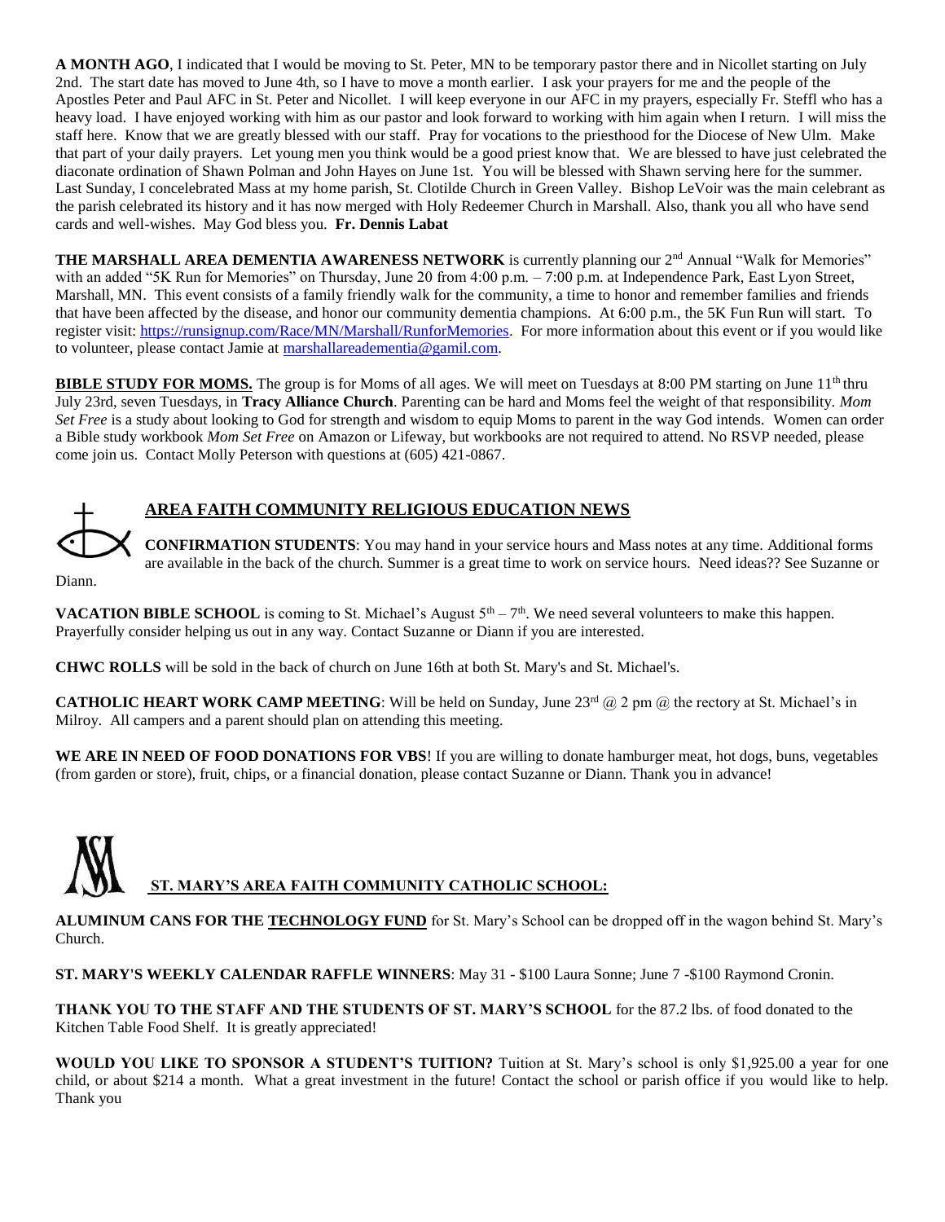**A MONTH AGO**, I indicated that I would be moving to St. Peter, MN to be temporary pastor there and in Nicollet starting on July 2nd. The start date has moved to June 4th, so I have to move a month earlier. I ask your prayers for me and the people of the Apostles Peter and Paul AFC in St. Peter and Nicollet. I will keep everyone in our AFC in my prayers, especially Fr. Steffl who has a heavy load. I have enjoyed working with him as our pastor and look forward to working with him again when I return. I will miss the staff here. Know that we are greatly blessed with our staff. Pray for vocations to the priesthood for the Diocese of New Ulm. Make that part of your daily prayers. Let young men you think would be a good priest know that. We are blessed to have just celebrated the diaconate ordination of Shawn Polman and John Hayes on June 1st. You will be blessed with Shawn serving here for the summer. Last Sunday, I concelebrated Mass at my home parish, St. Clotilde Church in Green Valley. Bishop LeVoir was the main celebrant as the parish celebrated its history and it has now merged with Holy Redeemer Church in Marshall. Also, thank you all who have send cards and well-wishes. May God bless you. **Fr. Dennis Labat**

**THE MARSHALL AREA DEMENTIA AWARENESS NETWORK** is currently planning our 2nd Annual "Walk for Memories" with an added "5K Run for Memories" on Thursday, June 20 from 4:00 p.m. – 7:00 p.m. at Independence Park, East Lyon Street, Marshall, MN. This event consists of a family friendly walk for the community, a time to honor and remember families and friends that have been affected by the disease, and honor our community dementia champions. At 6:00 p.m., the 5K Fun Run will start. To register visit: https://runsignup.com/Race/MN/Marshall/RunforMemories. For more information about this event or if you would like to volunteer, please contact Jamie at marshallareadementia@gamil.com.

**BIBLE STUDY FOR MOMS.** The group is for Moms of all ages. We will meet on Tuesdays at 8:00 PM starting on June 11th thru July 23rd, seven Tuesdays, in **Tracy Alliance Church**. Parenting can be hard and Moms feel the weight of that responsibility. *Mom Set Free* is a study about looking to God for strength and wisdom to equip Moms to parent in the way God intends. Women can order a Bible study workbook *Mom Set Free* on Amazon or Lifeway, but workbooks are not required to attend. No RSVP needed, please come join us. Contact Molly Peterson with questions at (605) 421-0867.

## AREA FAITH COMMUNITY RELIGIOUS EDUCATION NEWS

**CONFIRMATION STUDENTS**: You may hand in your service hours and Mass notes at any time. Additional forms are available in the back of the church. Summer is a great time to work on service hours. Need ideas?? See Suzanne or Diann.

**VACATION BIBLE SCHOOL** is coming to St. Michael's August 5th – 7th. We need several volunteers to make this happen. Prayerfully consider helping us out in any way. Contact Suzanne or Diann if you are interested.

**CHWC ROLLS** will be sold in the back of church on June 16th at both St. Mary's and St. Michael's.

**CATHOLIC HEART WORK CAMP MEETING**: Will be held on Sunday, June 23rd @ 2 pm @ the rectory at St. Michael's in Milroy. All campers and a parent should plan on attending this meeting.

**WE ARE IN NEED OF FOOD DONATIONS FOR VBS**! If you are willing to donate hamburger meat, hot dogs, buns, vegetables (from garden or store), fruit, chips, or a financial donation, please contact Suzanne or Diann. Thank you in advance!

## ST. MARY'S AREA FAITH COMMUNITY CATHOLIC SCHOOL:

**ALUMINUM CANS FOR THE TECHNOLOGY FUND** for St. Mary's School can be dropped off in the wagon behind St. Mary's Church.

**ST. MARY'S WEEKLY CALENDAR RAFFLE WINNERS**: May 31 - $100 Laura Sonne; June 7 -$100 Raymond Cronin.

**THANK YOU TO THE STAFF AND THE STUDENTS OF ST. MARY'S SCHOOL** for the 87.2 lbs. of food donated to the Kitchen Table Food Shelf. It is greatly appreciated!

**WOULD YOU LIKE TO SPONSOR A STUDENT'S TUITION?** Tuition at St. Mary's school is only $1,925.00 a year for one child, or about $214 a month. What a great investment in the future! Contact the school or parish office if you would like to help. Thank you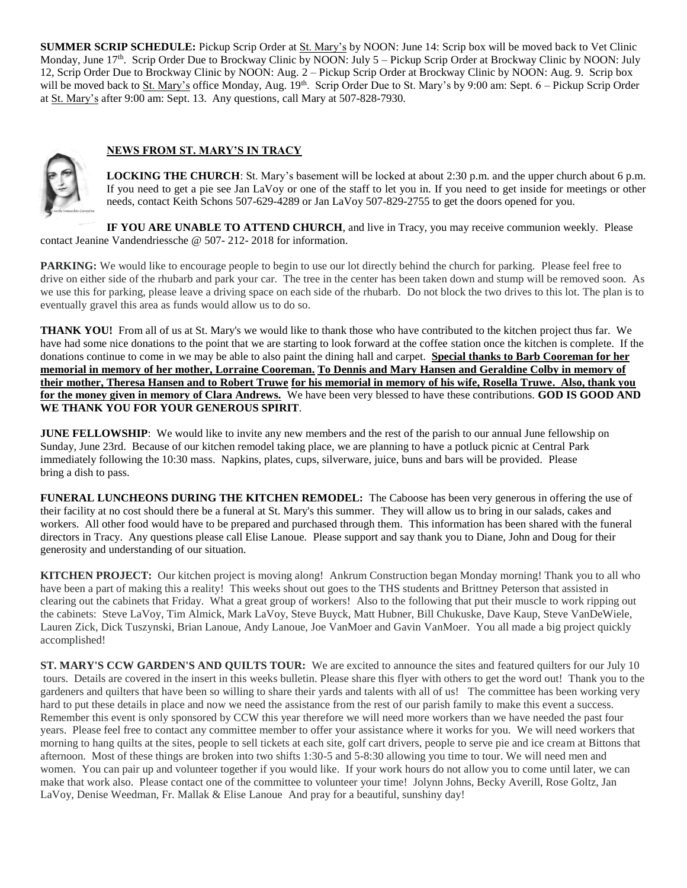**SUMMER SCRIP SCHEDULE:** Pickup Scrip Order at St. Mary's by NOON: June 14: Scrip box will be moved back to Vet Clinic Monday, June 17th. Scrip Order Due to Brockway Clinic by NOON: July 5 – Pickup Scrip Order at Brockway Clinic by NOON: July 12, Scrip Order Due to Brockway Clinic by NOON: Aug. 2 – Pickup Scrip Order at Brockway Clinic by NOON: Aug. 9. Scrip box will be moved back to St. Mary's office Monday, Aug. 19th. Scrip Order Due to St. Mary's by 9:00 am: Sept. 6 – Pickup Scrip Order at St. Mary's after 9:00 am: Sept. 13. Any questions, call Mary at 507-828-7930.

## NEWS FROM ST. MARY'S IN TRACY

**LOCKING THE CHURCH**: St. Mary's basement will be locked at about 2:30 p.m. and the upper church about 6 p.m. If you need to get a pie see Jan LaVoy or one of the staff to let you in. If you need to get inside for meetings or other needs, contact Keith Schons 507-629-4289 or Jan LaVoy 507-829-2755 to get the doors opened for you.

**IF YOU ARE UNABLE TO ATTEND CHURCH**, and live in Tracy, you may receive communion weekly. Please contact Jeanine Vandendriessche @ 507- 212- 2018 for information.

**PARKING:** We would like to encourage people to begin to use our lot directly behind the church for parking. Please feel free to drive on either side of the rhubarb and park your car. The tree in the center has been taken down and stump will be removed soon. As we use this for parking, please leave a driving space on each side of the rhubarb. Do not block the two drives to this lot. The plan is to eventually gravel this area as funds would allow us to do so.

**THANK YOU!** From all of us at St. Mary's we would like to thank those who have contributed to the kitchen project thus far. We have had some nice donations to the point that we are starting to look forward at the coffee station once the kitchen is complete. If the donations continue to come in we may be able to also paint the dining hall and carpet. **Special thanks to Barb Cooreman for her memorial in memory of her mother, Lorraine Cooreman. To Dennis and Mary Hansen and Geraldine Colby in memory of their mother, Theresa Hansen and to Robert Truwe for his memorial in memory of his wife, Rosella Truwe. Also, thank you for the money given in memory of Clara Andrews.** We have been very blessed to have these contributions. **GOD IS GOOD AND WE THANK YOU FOR YOUR GENEROUS SPIRIT**.

**JUNE FELLOWSHIP**: We would like to invite any new members and the rest of the parish to our annual June fellowship on Sunday, June 23rd. Because of our kitchen remodel taking place, we are planning to have a potluck picnic at Central Park immediately following the 10:30 mass. Napkins, plates, cups, silverware, juice, buns and bars will be provided. Please bring a dish to pass.

**FUNERAL LUNCHEONS DURING THE KITCHEN REMODEL:** The Caboose has been very generous in offering the use of their facility at no cost should there be a funeral at St. Mary's this summer. They will allow us to bring in our salads, cakes and workers. All other food would have to be prepared and purchased through them. This information has been shared with the funeral directors in Tracy. Any questions please call Elise Lanoue. Please support and say thank you to Diane, John and Doug for their generosity and understanding of our situation.

**KITCHEN PROJECT:** Our kitchen project is moving along! Ankrum Construction began Monday morning! Thank you to all who have been a part of making this a reality! This weeks shout out goes to the THS students and Brittney Peterson that assisted in clearing out the cabinets that Friday. What a great group of workers! Also to the following that put their muscle to work ripping out the cabinets: Steve LaVoy, Tim Almick, Mark LaVoy, Steve Buyck, Matt Hubner, Bill Chukuske, Dave Kaup, Steve VanDeWiele, Lauren Zick, Dick Tuszynski, Brian Lanoue, Andy Lanoue, Joe VanMoer and Gavin VanMoer. You all made a big project quickly accomplished!

**ST. MARY'S CCW GARDEN'S AND QUILTS TOUR:** We are excited to announce the sites and featured quilters for our July 10 tours. Details are covered in the insert in this weeks bulletin. Please share this flyer with others to get the word out! Thank you to the gardeners and quilters that have been so willing to share their yards and talents with all of us! The committee has been working very hard to put these details in place and now we need the assistance from the rest of our parish family to make this event a success. Remember this event is only sponsored by CCW this year therefore we will need more workers than we have needed the past four years. Please feel free to contact any committee member to offer your assistance where it works for you. We will need workers that morning to hang quilts at the sites, people to sell tickets at each site, golf cart drivers, people to serve pie and ice cream at Bittons that afternoon. Most of these things are broken into two shifts 1:30-5 and 5-8:30 allowing you time to tour. We will need men and women. You can pair up and volunteer together if you would like. If your work hours do not allow you to come until later, we can make that work also. Please contact one of the committee to volunteer your time! Jolynn Johns, Becky Averill, Rose Goltz, Jan LaVoy, Denise Weedman, Fr. Mallak & Elise Lanoue And pray for a beautiful, sunshiny day!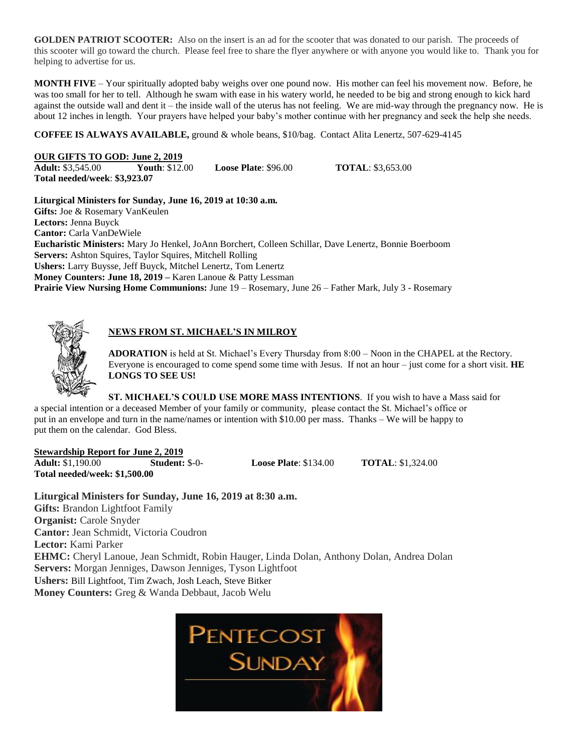**GOLDEN PATRIOT SCOOTER:** Also on the insert is an ad for the scooter that was donated to our parish. The proceeds of this scooter will go toward the church. Please feel free to share the flyer anywhere or with anyone you would like to. Thank you for helping to advertise for us.

**MONTH FIVE** – Your spiritually adopted baby weighs over one pound now. His mother can feel his movement now. Before, he was too small for her to tell. Although he swam with ease in his watery world, he needed to be big and strong enough to kick hard against the outside wall and dent it – the inside wall of the uterus has not feeling. We are mid-way through the pregnancy now. He is about 12 inches in length. Your prayers have helped your baby's mother continue with her pregnancy and seek the help she needs.

**COFFEE IS ALWAYS AVAILABLE,** ground & whole beans, $10/bag. Contact Alita Lenertz, 507-629-4145

**OUR GIFTS TO GOD: June 2, 2019**

**Adult:** $3,545.00 **Youth**: $12.00 **Loose Plate**: $96.00 **TOTAL**: $3,653.00

**Total needed/week**: **$3,923.07**

**Liturgical Ministers for Sunday, June 16, 2019 at 10:30 a.m.**

**Gifts:** Joe & Rosemary VanKeulen
**Lectors:** Jenna Buyck
**Cantor:** Carla VanDeWiele
**Eucharistic Ministers:** Mary Jo Henkel, JoAnn Borchert, Colleen Schillar, Dave Lenertz, Bonnie Boerboom
**Servers:** Ashton Squires, Taylor Squires, Mitchell Rolling
**Ushers:** Larry Buysse, Jeff Buyck, Mitchel Lenertz, Tom Lenertz
**Money Counters: June 18, 2019 –** Karen Lanoue & Patty Lessman
**Prairie View Nursing Home Communions:** June 19 – Rosemary, June 26 – Father Mark, July 3 - Rosemary

## NEWS FROM ST. MICHAEL'S IN MILROY

**ADORATION** is held at St. Michael's Every Thursday from 8:00 – Noon in the CHAPEL at the Rectory. Everyone is encouraged to come spend some time with Jesus. If not an hour – just come for a short visit. **HE LONGS TO SEE US!**

**ST. MICHAEL'S COULD USE MORE MASS INTENTIONS**. If you wish to have a Mass said for a special intention or a deceased Member of your family or community, please contact the St. Michael's office or put in an envelope and turn in the name/names or intention with $10.00 per mass. Thanks – We will be happy to put them on the calendar. God Bless.

**Stewardship Report for June 2, 2019**

**Adult:** $1,190.00 **Student:** $-0- **Loose Plate**: $134.00 **TOTAL**: $1,324.00

**Total needed/week: $1,500.00**

**Liturgical Ministers for Sunday, June 16, 2019 at 8:30 a.m.**

**Gifts:** Brandon Lightfoot Family
**Organist:** Carole Snyder
**Cantor:** Jean Schmidt, Victoria Coudron
**Lector:** Kami Parker
**EHMC:** Cheryl Lanoue, Jean Schmidt, Robin Hauger, Linda Dolan, Anthony Dolan, Andrea Dolan
**Servers:** Morgan Jenniges, Dawson Jenniges, Tyson Lightfoot
**Ushers:** Bill Lightfoot, Tim Zwach, Josh Leach, Steve Bitker
**Money Counters:** Greg & Wanda Debbaut, Jacob Welu

PENTECOST SUNDAY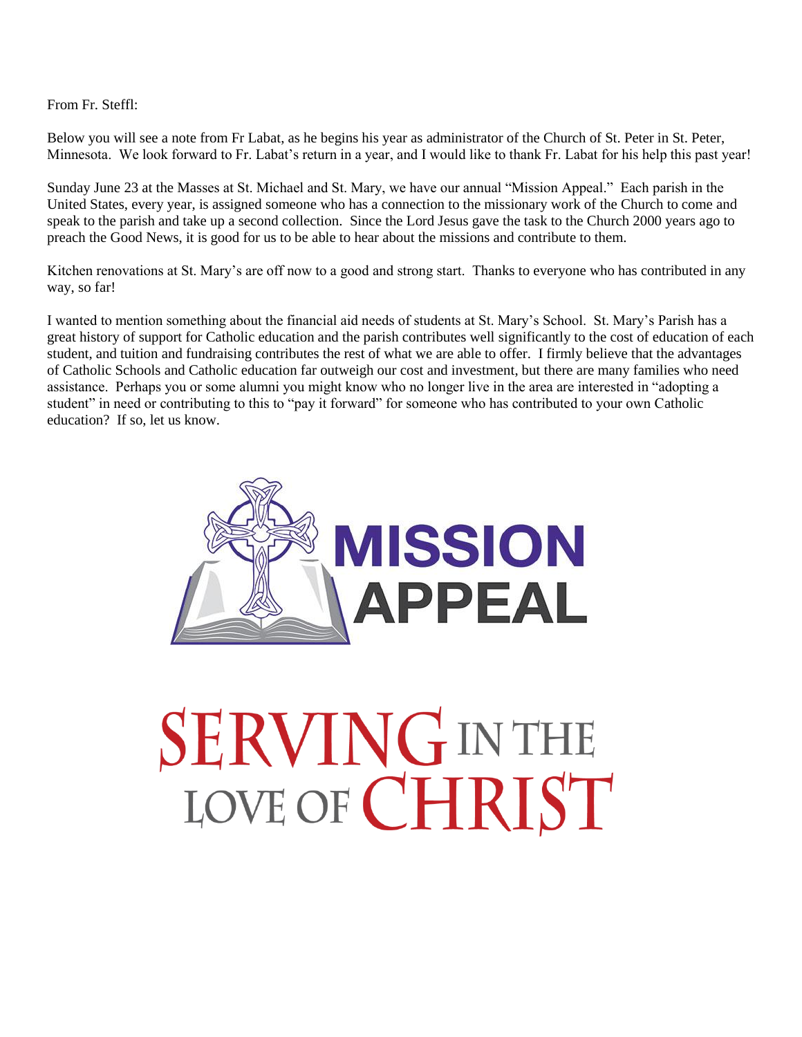From Fr. Steffl:

Below you will see a note from Fr Labat, as he begins his year as administrator of the Church of St. Peter in St. Peter, Minnesota. We look forward to Fr. Labat's return in a year, and I would like to thank Fr. Labat for his help this past year!

Sunday June 23 at the Masses at St. Michael and St. Mary, we have our annual "Mission Appeal." Each parish in the United States, every year, is assigned someone who has a connection to the missionary work of the Church to come and speak to the parish and take up a second collection. Since the Lord Jesus gave the task to the Church 2000 years ago to preach the Good News, it is good for us to be able to hear about the missions and contribute to them.

Kitchen renovations at St. Mary's are off now to a good and strong start. Thanks to everyone who has contributed in any way, so far!

I wanted to mention something about the financial aid needs of students at St. Mary's School. St. Mary's Parish has a great history of support for Catholic education and the parish contributes well significantly to the cost of education of each student, and tuition and fundraising contributes the rest of what we are able to offer. I firmly believe that the advantages of Catholic Schools and Catholic education far outweigh our cost and investment, but there are many families who need assistance. Perhaps you or some alumni you might know who no longer live in the area are interested in "adopting a student" in need or contributing to this to "pay it forward" for someone who has contributed to your own Catholic education? If so, let us know.

MISSION APPEAL

SERVING IN THE LOVE OF CHRIST